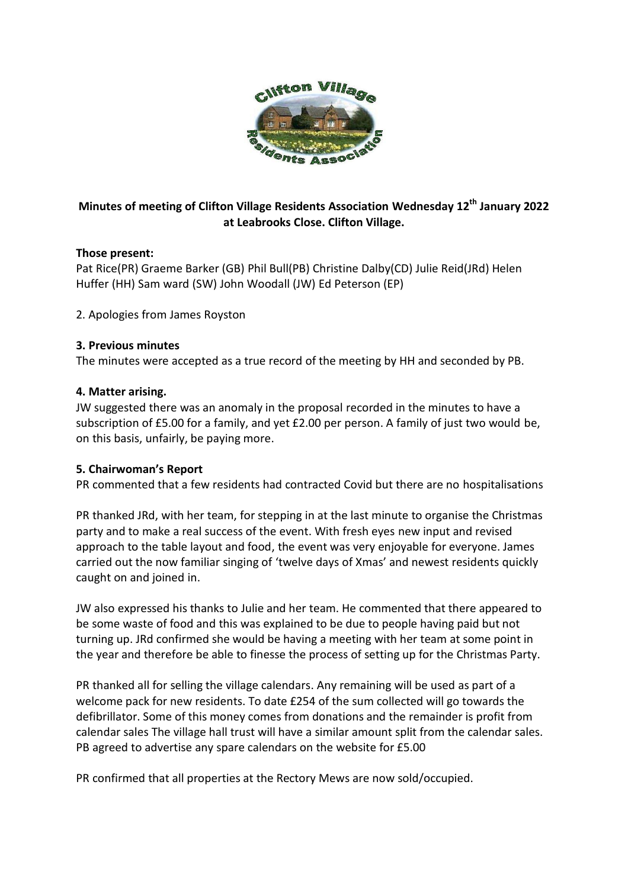**Minutes of meeting of Clifton Village Residents Association Wednesday 12th January 2022 at Leabrooks Close. Clifton Village.**

**Those present:**

Pat Rice(PR) Graeme Barker (GB) Phil Bull(PB) Christine Dalby(CD) Julie Reid(JRd) Helen Huffer (HH) Sam ward (SW) John Woodall (JW) Ed Peterson (EP)

2. Apologies from James Royston

**3. Previous minutes**

The minutes were accepted as a true record of the meeting by HH and seconded by PB.

**4. Matter arising.**

JW suggested there was an anomaly in the proposal recorded in the minutes to have a subscription of £5.00 for a family, and yet £2.00 per person. A family of just two would be, on this basis, unfairly, be paying more.

**5. Chairwoman's Report**

PR commented that a few residents had contracted Covid but there are no hospitalisations

PR thanked JRd, with her team, for stepping in at the last minute to organise the Christmas party and to make a real success of the event. With fresh eyes new input and revised approach to the table layout and food, the event was very enjoyable for everyone. James carried out the now familiar singing of 'twelve days of Xmas' and newest residents quickly caught on and joined in.

JW also expressed his thanks to Julie and her team. He commented that there appeared to be some waste of food and this was explained to be due to people having paid but not turning up. JRd confirmed she would be having a meeting with her team at some point in the year and therefore be able to finesse the process of setting up for the Christmas Party.

PR thanked all for selling the village calendars. Any remaining will be used as part of a welcome pack for new residents. To date £254 of the sum collected will go towards the defibrillator. Some of this money comes from donations and the remainder is profit from calendar sales The village hall trust will have a similar amount split from the calendar sales. PB agreed to advertise any spare calendars on the website for £5.00

PR confirmed that all properties at the Rectory Mews are now sold/occupied.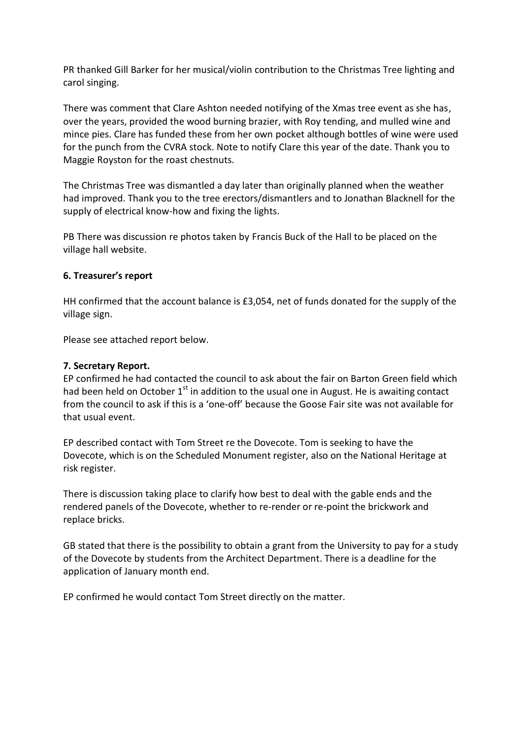PR thanked Gill Barker for her musical/violin contribution to the Christmas Tree lighting and carol singing.

There was comment that Clare Ashton needed notifying of the Xmas tree event as she has, over the years, provided the wood burning brazier, with Roy tending, and mulled wine and mince pies. Clare has funded these from her own pocket although bottles of wine were used for the punch from the CVRA stock. Note to notify Clare this year of the date. Thank you to Maggie Royston for the roast chestnuts.

The Christmas Tree was dismantled a day later than originally planned when the weather had improved. Thank you to the tree erectors/dismantlers and to Jonathan Blacknell for the supply of electrical know-how and fixing the lights.

PB There was discussion re photos taken by Francis Buck of the Hall to be placed on the village hall website.

**6. Treasurer's report**

HH confirmed that the account balance is £3,054, net of funds donated for the supply of the village sign.

Please see attached report below.

**7. Secretary Report.**

EP confirmed he had contacted the council to ask about the fair on Barton Green field which had been held on October 1st in addition to the usual one in August. He is awaiting contact from the council to ask if this is a 'one-off' because the Goose Fair site was not available for that usual event.

EP described contact with Tom Street re the Dovecote. Tom is seeking to have the Dovecote, which is on the Scheduled Monument register, also on the National Heritage at risk register.

There is discussion taking place to clarify how best to deal with the gable ends and the rendered panels of the Dovecote, whether to re-render or re-point the brickwork and replace bricks.

GB stated that there is the possibility to obtain a grant from the University to pay for a study of the Dovecote by students from the Architect Department. There is a deadline for the application of January month end.

EP confirmed he would contact Tom Street directly on the matter.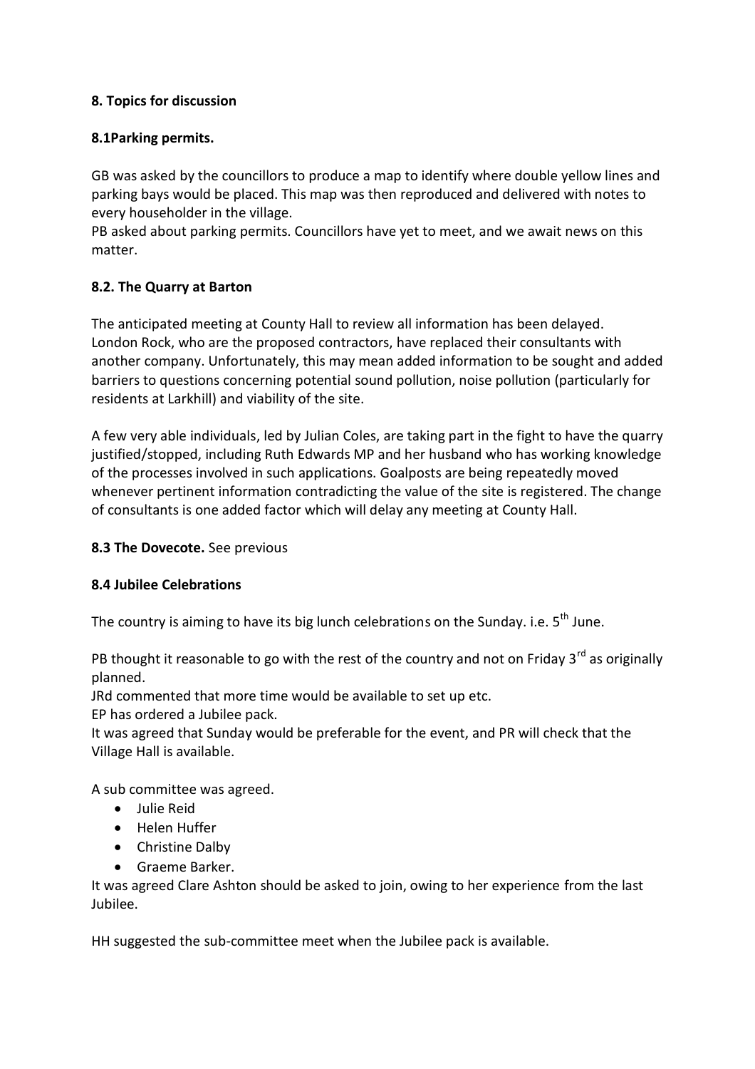### 8. Topics for discussion

#### 8.1Parking permits.

GB was asked by the councillors to produce a map to identify where double yellow lines and parking bays would be placed. This map was then reproduced and delivered with notes to every householder in the village.
PB asked about parking permits. Councillors have yet to meet, and we await news on this matter.

#### 8.2. The Quarry at Barton

The anticipated meeting at County Hall to review all information has been delayed. London Rock, who are the proposed contractors, have replaced their consultants with another company. Unfortunately, this may mean added information to be sought and added barriers to questions concerning potential sound pollution, noise pollution (particularly for residents at Larkhill) and viability of the site.

A few very able individuals, led by Julian Coles, are taking part in the fight to have the quarry justified/stopped, including Ruth Edwards MP and her husband who has working knowledge of the processes involved in such applications. Goalposts are being repeatedly moved whenever pertinent information contradicting the value of the site is registered. The change of consultants is one added factor which will delay any meeting at County Hall.

**8.3 The Dovecote.** See previous

#### 8.4 Jubilee Celebrations

The country is aiming to have its big lunch celebrations on the Sunday. i.e. 5th June.

PB thought it reasonable to go with the rest of the country and not on Friday 3rd as originally planned.
JRd commented that more time would be available to set up etc.
EP has ordered a Jubilee pack.
It was agreed that Sunday would be preferable for the event, and PR will check that the Village Hall is available.

A sub committee was agreed.

- Julie Reid
- Helen Huffer
- Christine Dalby
- Graeme Barker.

It was agreed Clare Ashton should be asked to join, owing to her experience from the last Jubilee.

HH suggested the sub-committee meet when the Jubilee pack is available.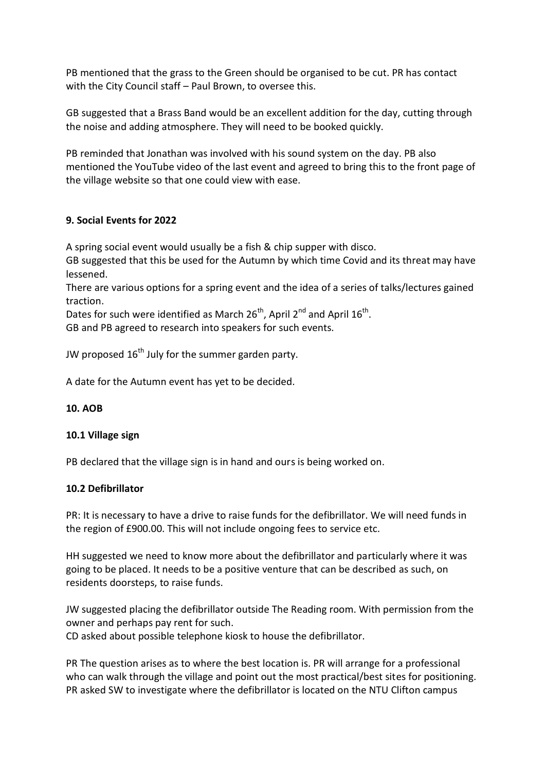PB mentioned that the grass to the Green should be organised to be cut. PR has contact with the City Council staff – Paul Brown, to oversee this.

GB suggested that a Brass Band would be an excellent addition for the day, cutting through the noise and adding atmosphere. They will need to be booked quickly.

PB reminded that Jonathan was involved with his sound system on the day. PB also mentioned the YouTube video of the last event and agreed to bring this to the front page of the village website so that one could view with ease.

## 9. Social Events for 2022

A spring social event would usually be a fish & chip supper with disco.
GB suggested that this be used for the Autumn by which time Covid and its threat may have lessened.
There are various options for a spring event and the idea of a series of talks/lectures gained traction.
Dates for such were identified as March 26th, April 2nd and April 16th.
GB and PB agreed to research into speakers for such events.

JW proposed 16th July for the summer garden party.

A date for the Autumn event has yet to be decided.

## 10. AOB

### 10.1 Village sign

PB declared that the village sign is in hand and ours is being worked on.

### 10.2 Defibrillator

PR: It is necessary to have a drive to raise funds for the defibrillator. We will need funds in the region of £900.00. This will not include ongoing fees to service etc.

HH suggested we need to know more about the defibrillator and particularly where it was going to be placed. It needs to be a positive venture that can be described as such, on residents doorsteps, to raise funds.

JW suggested placing the defibrillator outside The Reading room. With permission from the owner and perhaps pay rent for such.
CD asked about possible telephone kiosk to house the defibrillator.

PR The question arises as to where the best location is. PR will arrange for a professional who can walk through the village and point out the most practical/best sites for positioning.
PR asked SW to investigate where the defibrillator is located on the NTU Clifton campus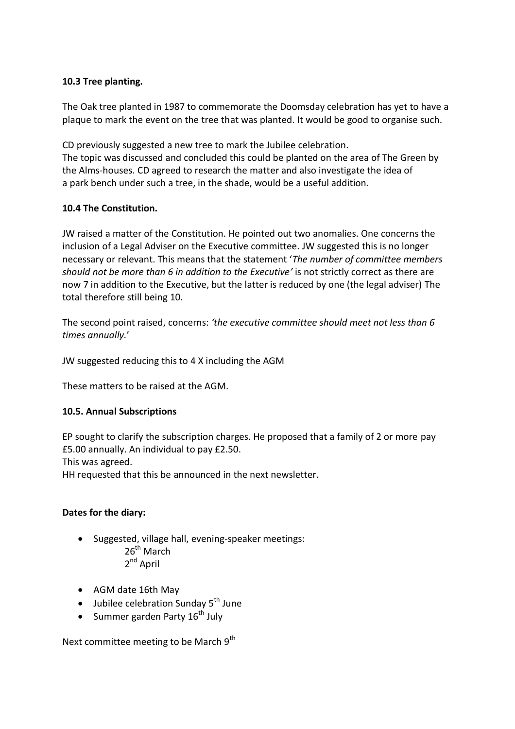**10.3 Tree planting.**

The Oak tree planted in 1987 to commemorate the Doomsday celebration has yet to have a plaque to mark the event on the tree that was planted. It would be good to organise such.

CD previously suggested a new tree to mark the Jubilee celebration.
The topic was discussed and concluded this could be planted on the area of The Green by the Alms-houses. CD agreed to research the matter and also investigate the idea of a park bench under such a tree, in the shade, would be a useful addition.

**10.4 The Constitution.**

JW raised a matter of the Constitution. He pointed out two anomalies. One concerns the inclusion of a Legal Adviser on the Executive committee. JW suggested this is no longer necessary or relevant. This means that the statement '*The number of committee members should not be more than 6 in addition to the Executive'* is not strictly correct as there are now 7 in addition to the Executive, but the latter is reduced by one (the legal adviser) The total therefore still being 10.

The second point raised, concerns: *'the executive committee should meet not less than 6 times annually.*'

JW suggested reducing this to 4 X including the AGM

These matters to be raised at the AGM.

**10.5. Annual Subscriptions**

EP sought to clarify the subscription charges. He proposed that a family of 2 or more pay £5.00 annually. An individual to pay £2.50.
This was agreed.
HH requested that this be announced in the next newsletter.

**Dates for the diary:**

- Suggested, village hall, evening-speaker meetings:
  - 26th March
  - 2nd April
- AGM date 16th May
- Jubilee celebration Sunday 5th June
- Summer garden Party 16th July

Next committee meeting to be March 9th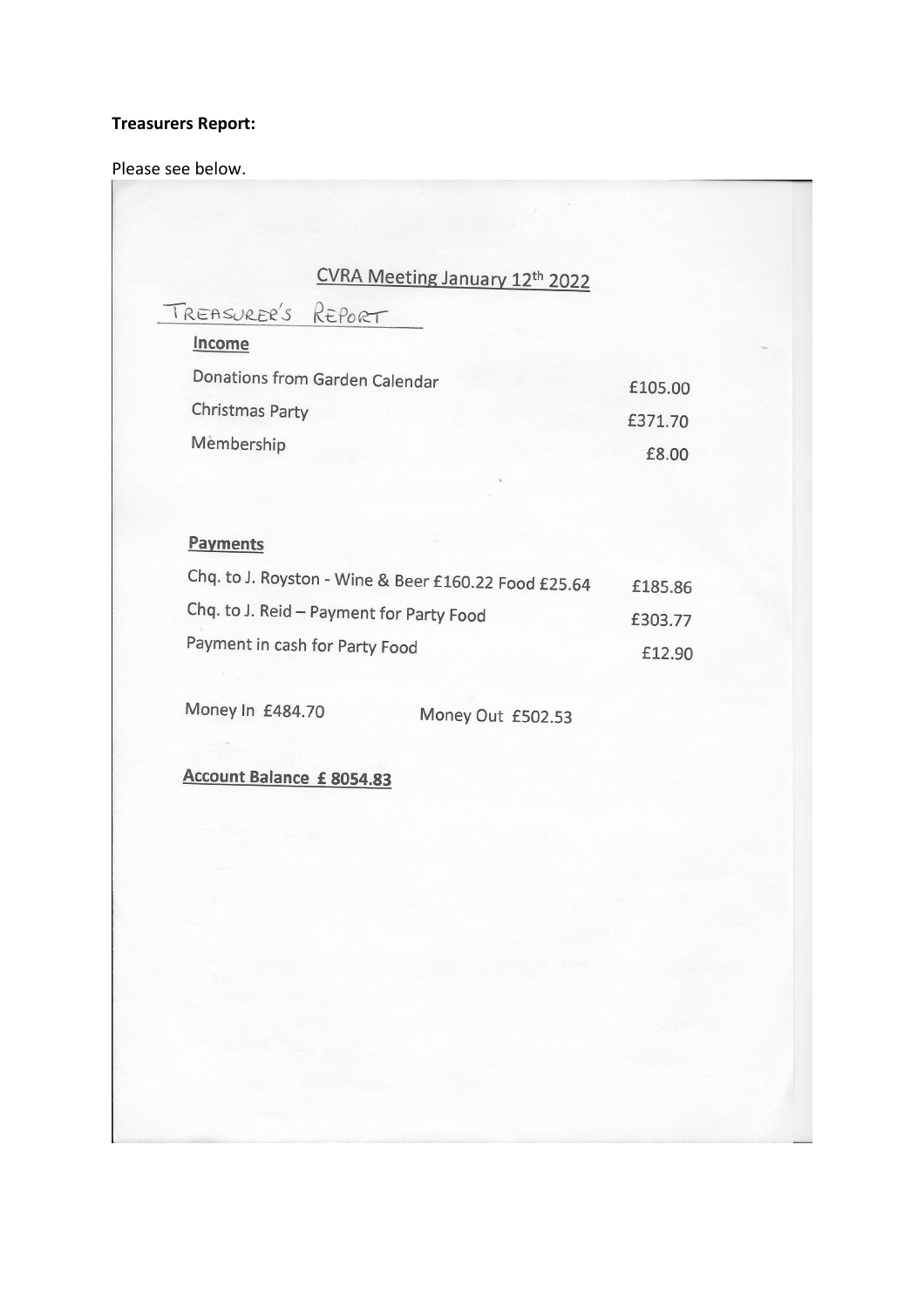**Treasurers Report:**

Please see below.

CVRA Meeting January 12th 2022

TREASURER'S REPORT

**Income**

| | |
|---|---|
| Donations from Garden Calendar | £105.00 |
| Christmas Party | £371.70 |
| Membership | £8.00 |

**Payments**

| | |
|---|---|
| Chq. to J. Royston - Wine & Beer £160.22 Food £25.64 | £185.86 |
| Chq. to J. Reid – Payment for Party Food | £303.77 |
| Payment in cash for Party Food | £12.90 |

Money In £484.70 Money Out £502.53

**Account Balance £ 8054.83**